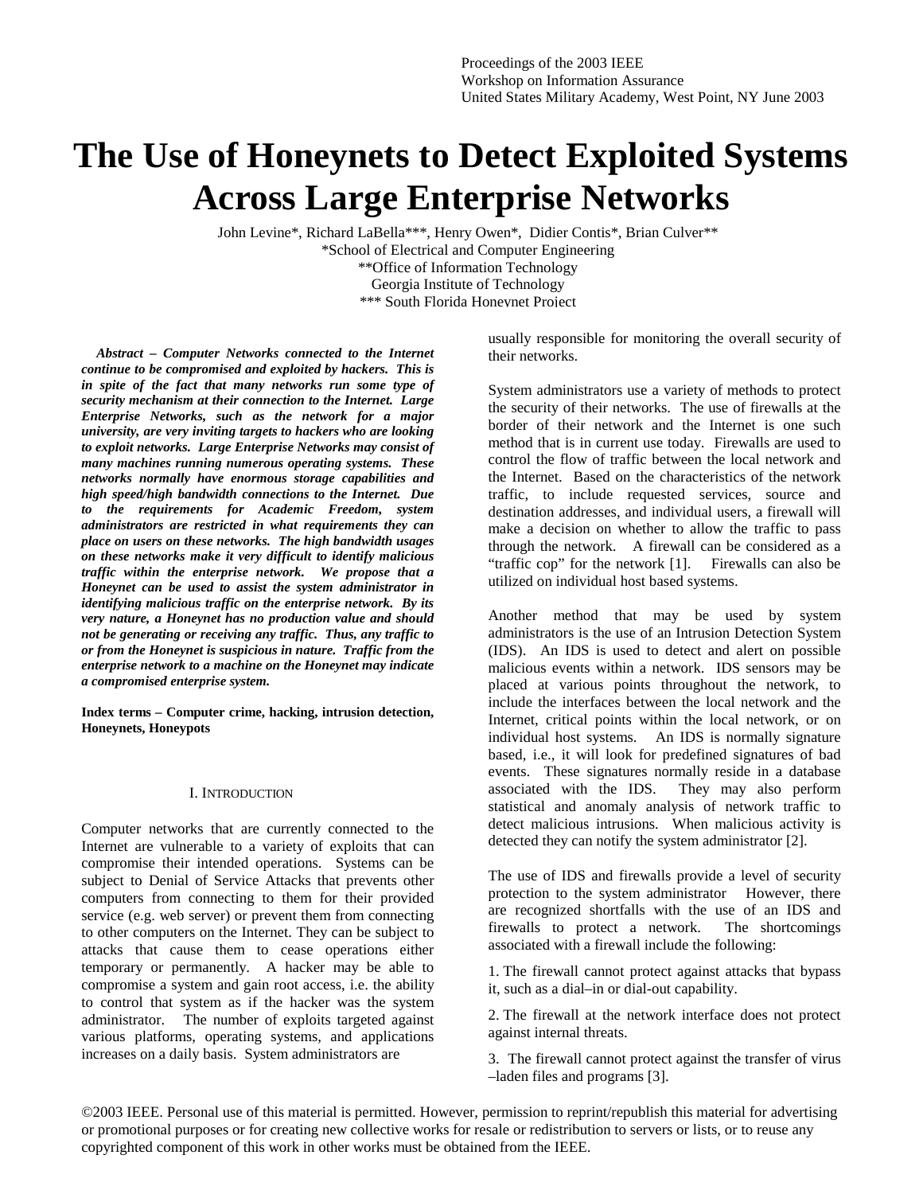Proceedings of the 2003 IEEE
Workshop on Information Assurance
United States Military Academy, West Point, NY June 2003

# The Use of Honeynets to Detect Exploited Systems Across Large Enterprise Networks

John Levine*, Richard LaBella***, Henry Owen*, Didier Contis*, Brian Culver**
*School of Electrical and Computer Engineering
**Office of Information Technology
Georgia Institute of Technology
*** South Florida Honeynet Project

***Abstract – Computer Networks connected to the Internet continue to be compromised and exploited by hackers. This is in spite of the fact that many networks run some type of security mechanism at their connection to the Internet. Large Enterprise Networks, such as the network for a major university, are very inviting targets to hackers who are looking to exploit networks. Large Enterprise Networks may consist of many machines running numerous operating systems. These networks normally have enormous storage capabilities and high speed/high bandwidth connections to the Internet. Due to the requirements for Academic Freedom, system administrators are restricted in what requirements they can place on users on these networks. The high bandwidth usages on these networks make it very difficult to identify malicious traffic within the enterprise network. We propose that a Honeynet can be used to assist the system administrator in identifying malicious traffic on the enterprise network. By its very nature, a Honeynet has no production value and should not be generating or receiving any traffic. Thus, any traffic to or from the Honeynet is suspicious in nature. Traffic from the enterprise network to a machine on the Honeynet may indicate a compromised enterprise system.***

**Index terms – Computer crime, hacking, intrusion detection, Honeynets, Honeypots**

## I. Introduction

Computer networks that are currently connected to the Internet are vulnerable to a variety of exploits that can compromise their intended operations. Systems can be subject to Denial of Service Attacks that prevents other computers from connecting to them for their provided service (e.g. web server) or prevent them from connecting to other computers on the Internet. They can be subject to attacks that cause them to cease operations either temporary or permanently. A hacker may be able to compromise a system and gain root access, i.e. the ability to control that system as if the hacker was the system administrator. The number of exploits targeted against various platforms, operating systems, and applications increases on a daily basis. System administrators are usually responsible for monitoring the overall security of their networks.

System administrators use a variety of methods to protect the security of their networks. The use of firewalls at the border of their network and the Internet is one such method that is in current use today. Firewalls are used to control the flow of traffic between the local network and the Internet. Based on the characteristics of the network traffic, to include requested services, source and destination addresses, and individual users, a firewall will make a decision on whether to allow the traffic to pass through the network. A firewall can be considered as a "traffic cop" for the network [1]. Firewalls can also be utilized on individual host based systems.

Another method that may be used by system administrators is the use of an Intrusion Detection System (IDS). An IDS is used to detect and alert on possible malicious events within a network. IDS sensors may be placed at various points throughout the network, to include the interfaces between the local network and the Internet, critical points within the local network, or on individual host systems. An IDS is normally signature based, i.e., it will look for predefined signatures of bad events. These signatures normally reside in a database associated with the IDS. They may also perform statistical and anomaly analysis of network traffic to detect malicious intrusions. When malicious activity is detected they can notify the system administrator [2].

The use of IDS and firewalls provide a level of security protection to the system administrator However, there are recognized shortfalls with the use of an IDS and firewalls to protect a network. The shortcomings associated with a firewall include the following:

1. The firewall cannot protect against attacks that bypass it, such as a dial–in or dial-out capability.

2. The firewall at the network interface does not protect against internal threats.

3. The firewall cannot protect against the transfer of virus –laden files and programs [3].

©2003 IEEE. Personal use of this material is permitted. However, permission to reprint/republish this material for advertising or promotional purposes or for creating new collective works for resale or redistribution to servers or lists, or to reuse any copyrighted component of this work in other works must be obtained from the IEEE.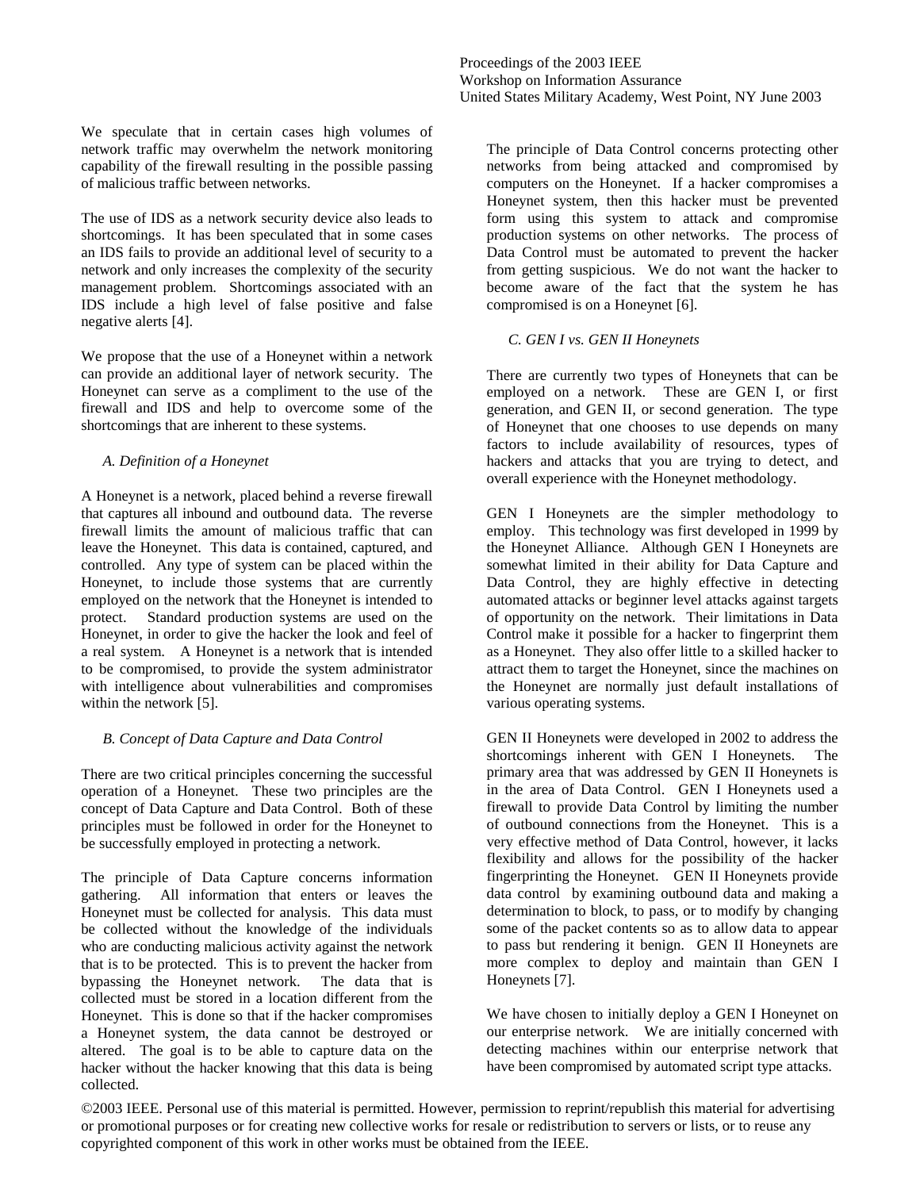We speculate that in certain cases high volumes of network traffic may overwhelm the network monitoring capability of the firewall resulting in the possible passing of malicious traffic between networks.

The use of IDS as a network security device also leads to shortcomings. It has been speculated that in some cases an IDS fails to provide an additional level of security to a network and only increases the complexity of the security management problem. Shortcomings associated with an IDS include a high level of false positive and false negative alerts [4].

We propose that the use of a Honeynet within a network can provide an additional layer of network security. The Honeynet can serve as a compliment to the use of the firewall and IDS and help to overcome some of the shortcomings that are inherent to these systems.

### *A. Definition of a Honeynet*

A Honeynet is a network, placed behind a reverse firewall that captures all inbound and outbound data. The reverse firewall limits the amount of malicious traffic that can leave the Honeynet. This data is contained, captured, and controlled. Any type of system can be placed within the Honeynet, to include those systems that are currently employed on the network that the Honeynet is intended to protect. Standard production systems are used on the Honeynet, in order to give the hacker the look and feel of a real system. A Honeynet is a network that is intended to be compromised, to provide the system administrator with intelligence about vulnerabilities and compromises within the network [5].

### *B. Concept of Data Capture and Data Control*

There are two critical principles concerning the successful operation of a Honeynet. These two principles are the concept of Data Capture and Data Control. Both of these principles must be followed in order for the Honeynet to be successfully employed in protecting a network.

The principle of Data Capture concerns information gathering. All information that enters or leaves the Honeynet must be collected for analysis. This data must be collected without the knowledge of the individuals who are conducting malicious activity against the network that is to be protected. This is to prevent the hacker from bypassing the Honeynet network. The data that is collected must be stored in a location different from the Honeynet. This is done so that if the hacker compromises a Honeynet system, the data cannot be destroyed or altered. The goal is to be able to capture data on the hacker without the hacker knowing that this data is being collected.

The principle of Data Control concerns protecting other networks from being attacked and compromised by computers on the Honeynet. If a hacker compromises a Honeynet system, then this hacker must be prevented form using this system to attack and compromise production systems on other networks. The process of Data Control must be automated to prevent the hacker from getting suspicious. We do not want the hacker to become aware of the fact that the system he has compromised is on a Honeynet [6].

### *C. GEN I vs. GEN II Honeynets*

There are currently two types of Honeynets that can be employed on a network. These are GEN I, or first generation, and GEN II, or second generation. The type of Honeynet that one chooses to use depends on many factors to include availability of resources, types of hackers and attacks that you are trying to detect, and overall experience with the Honeynet methodology.

GEN I Honeynets are the simpler methodology to employ. This technology was first developed in 1999 by the Honeynet Alliance. Although GEN I Honeynets are somewhat limited in their ability for Data Capture and Data Control, they are highly effective in detecting automated attacks or beginner level attacks against targets of opportunity on the network. Their limitations in Data Control make it possible for a hacker to fingerprint them as a Honeynet. They also offer little to a skilled hacker to attract them to target the Honeynet, since the machines on the Honeynet are normally just default installations of various operating systems.

GEN II Honeynets were developed in 2002 to address the shortcomings inherent with GEN I Honeynets. The primary area that was addressed by GEN II Honeynets is in the area of Data Control. GEN I Honeynets used a firewall to provide Data Control by limiting the number of outbound connections from the Honeynet. This is a very effective method of Data Control, however, it lacks flexibility and allows for the possibility of the hacker fingerprinting the Honeynet. GEN II Honeynets provide data control by examining outbound data and making a determination to block, to pass, or to modify by changing some of the packet contents so as to allow data to appear to pass but rendering it benign. GEN II Honeynets are more complex to deploy and maintain than GEN I Honeynets [7].

We have chosen to initially deploy a GEN I Honeynet on our enterprise network. We are initially concerned with detecting machines within our enterprise network that have been compromised by automated script type attacks.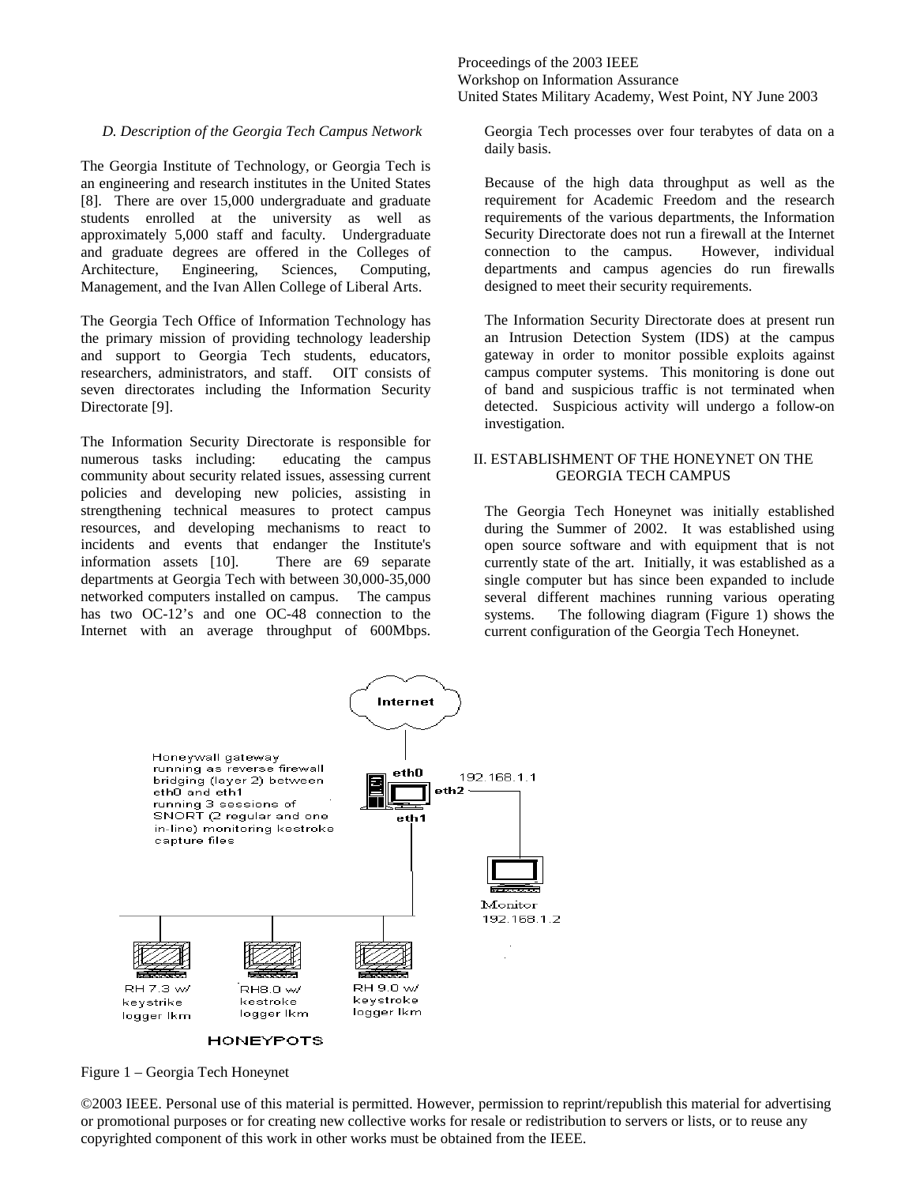### D. Description of the Georgia Tech Campus Network

The Georgia Institute of Technology, or Georgia Tech is an engineering and research institutes in the United States [8]. There are over 15,000 undergraduate and graduate students enrolled at the university as well as approximately 5,000 staff and faculty. Undergraduate and graduate degrees are offered in the Colleges of Architecture, Engineering, Sciences, Computing, Management, and the Ivan Allen College of Liberal Arts.

The Georgia Tech Office of Information Technology has the primary mission of providing technology leadership and support to Georgia Tech students, educators, researchers, administrators, and staff. OIT consists of seven directorates including the Information Security Directorate [9].

The Information Security Directorate is responsible for numerous tasks including: educating the campus community about security related issues, assessing current policies and developing new policies, assisting in strengthening technical measures to protect campus resources, and developing mechanisms to react to incidents and events that endanger the Institute's information assets [10]. There are 69 separate departments at Georgia Tech with between 30,000-35,000 networked computers installed on campus. The campus has two OC-12's and one OC-48 connection to the Internet with an average throughput of 600Mbps. Georgia Tech processes over four terabytes of data on a daily basis.

Because of the high data throughput as well as the requirement for Academic Freedom and the research requirements of the various departments, the Information Security Directorate does not run a firewall at the Internet connection to the campus. However, individual departments and campus agencies do run firewalls designed to meet their security requirements.

The Information Security Directorate does at present run an Intrusion Detection System (IDS) at the campus gateway in order to monitor possible exploits against campus computer systems. This monitoring is done out of band and suspicious traffic is not terminated when detected. Suspicious activity will undergo a follow-on investigation.

## II. ESTABLISHMENT OF THE HONEYNET ON THE GEORGIA TECH CAMPUS

The Georgia Tech Honeynet was initially established during the Summer of 2002. It was established using open source software and with equipment that is not currently state of the art. Initially, it was established as a single computer but has since been expanded to include several different machines running various operating systems. The following diagram (Figure 1) shows the current configuration of the Georgia Tech Honeynet.

Internet

Honeywall gateway running as reverse firewall bridging (layer 2) between eth0 and eth1 running 3 sessions of SNORT (2 regular and one in-line) monitoring kestroke capture files

eth0 eth1 eth2 192.168.1.1

Monitor 192.168.1.2

RH 7.3 w/ keystrike logger lkm

RH8.0 w/ kestroke logger lkm

RH 9.0 w/ keystroke logger lkm

HONEYPOTS

Figure 1 – Georgia Tech Honeynet

©2003 IEEE. Personal use of this material is permitted. However, permission to reprint/republish this material for advertising or promotional purposes or for creating new collective works for resale or redistribution to servers or lists, or to reuse any copyrighted component of this work in other works must be obtained from the IEEE.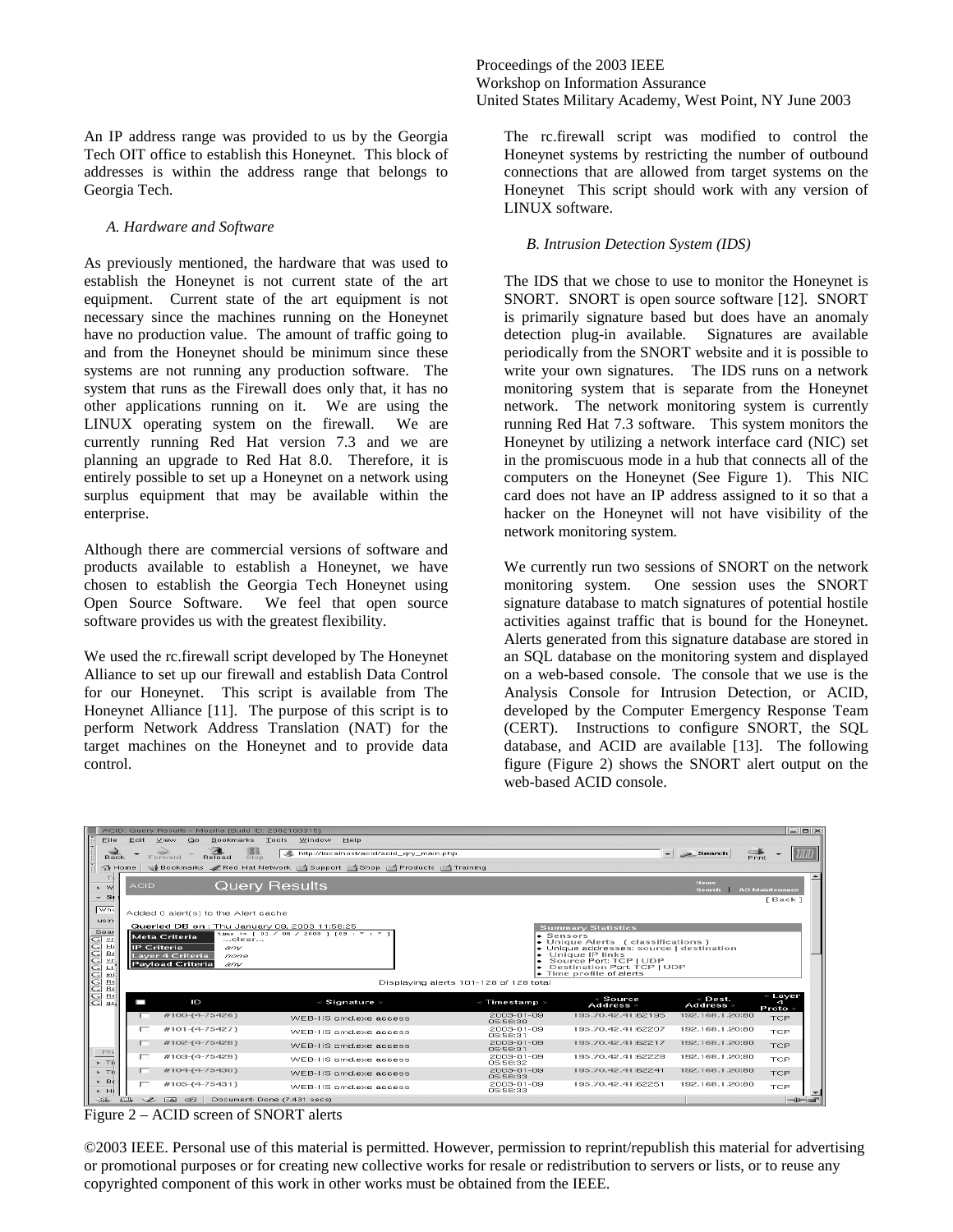An IP address range was provided to us by the Georgia Tech OIT office to establish this Honeynet. This block of addresses is within the address range that belongs to Georgia Tech.

### *A. Hardware and Software*

As previously mentioned, the hardware that was used to establish the Honeynet is not current state of the art equipment. Current state of the art equipment is not necessary since the machines running on the Honeynet have no production value. The amount of traffic going to and from the Honeynet should be minimum since these systems are not running any production software. The system that runs as the Firewall does only that, it has no other applications running on it. We are using the LINUX operating system on the firewall. We are currently running Red Hat version 7.3 and we are planning an upgrade to Red Hat 8.0. Therefore, it is entirely possible to set up a Honeynet on a network using surplus equipment that may be available within the enterprise.

Although there are commercial versions of software and products available to establish a Honeynet, we have chosen to establish the Georgia Tech Honeynet using Open Source Software. We feel that open source software provides us with the greatest flexibility.

We used the rc.firewall script developed by The Honeynet Alliance to set up our firewall and establish Data Control for our Honeynet. This script is available from The Honeynet Alliance [11]. The purpose of this script is to perform Network Address Translation (NAT) for the target machines on the Honeynet and to provide data control.

The rc.firewall script was modified to control the Honeynet systems by restricting the number of outbound connections that are allowed from target systems on the Honeynet This script should work with any version of LINUX software.

### *B. Intrusion Detection System (IDS)*

The IDS that we chose to use to monitor the Honeynet is SNORT. SNORT is open source software [12]. SNORT is primarily signature based but does have an anomaly detection plug-in available. Signatures are available periodically from the SNORT website and it is possible to write your own signatures. The IDS runs on a network monitoring system that is separate from the Honeynet network. The network monitoring system is currently running Red Hat 7.3 software. This system monitors the Honeynet by utilizing a network interface card (NIC) set in the promiscuous mode in a hub that connects all of the computers on the Honeynet (See Figure 1). This NIC card does not have an IP address assigned to it so that a hacker on the Honeynet will not have visibility of the network monitoring system.

We currently run two sessions of SNORT on the network monitoring system. One session uses the SNORT signature database to match signatures of potential hostile activities against traffic that is bound for the Honeynet. Alerts generated from this signature database are stored in an SQL database on the monitoring system and displayed on a web-based console. The console that we use is the Analysis Console for Intrusion Detection, or ACID, developed by the Computer Emergency Response Team (CERT). Instructions to configure SNORT, the SQL database, and ACID are available [13]. The following figure (Figure 2) shows the SNORT alert output on the web-based ACID console.

Figure 2 – ACID screen of SNORT alerts

©2003 IEEE. Personal use of this material is permitted. However, permission to reprint/republish this material for advertising or promotional purposes or for creating new collective works for resale or redistribution to servers or lists, or to reuse any copyrighted component of this work in other works must be obtained from the IEEE.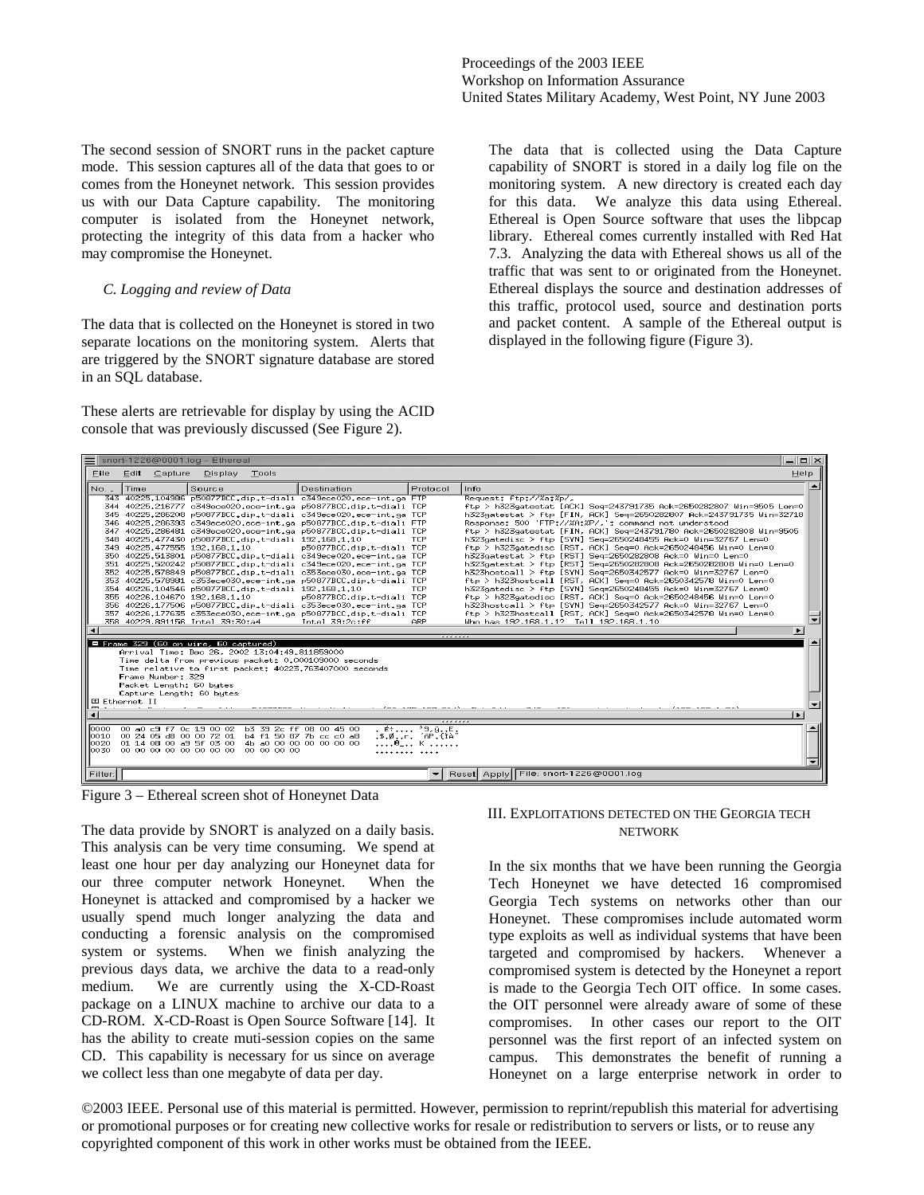The second session of SNORT runs in the packet capture mode. This session captures all of the data that goes to or comes from the Honeynet network. This session provides us with our Data Capture capability. The monitoring computer is isolated from the Honeynet network, protecting the integrity of this data from a hacker who may compromise the Honeynet.

### *C. Logging and review of Data*

The data that is collected on the Honeynet is stored in two separate locations on the monitoring system. Alerts that are triggered by the SNORT signature database are stored in an SQL database.

These alerts are retrievable for display by using the ACID console that was previously discussed (See Figure 2).

The data that is collected using the Data Capture capability of SNORT is stored in a daily log file on the monitoring system. A new directory is created each day for this data. We analyze this data using Ethereal. Ethereal is Open Source software that uses the libpcap library. Ethereal comes currently installed with Red Hat 7.3. Analyzing the data with Ethereal shows us all of the traffic that was sent to or originated from the Honeynet. Ethereal displays the source and destination addresses of this traffic, protocol used, source and destination ports and packet content. A sample of the Ethereal output is displayed in the following figure (Figure 3).

Figure 3 – Ethereal screen shot of Honeynet Data

The data provide by SNORT is analyzed on a daily basis. This analysis can be very time consuming. We spend at least one hour per day analyzing our Honeynet data for our three computer network Honeynet. When the Honeynet is attacked and compromised by a hacker we usually spend much longer analyzing the data and conducting a forensic analysis on the compromised system or systems. When we finish analyzing the previous days data, we archive the data to a read-only medium. We are currently using the X-CD-Roast package on a LINUX machine to archive our data to a CD-ROM. X-CD-Roast is Open Source Software [14]. It has the ability to create muti-session copies on the same CD. This capability is necessary for us since on average we collect less than one megabyte of data per day.

## III. Exploitations detected on the Georgia Tech network

In the six months that we have been running the Georgia Tech Honeynet we have detected 16 compromised Georgia Tech systems on networks other than our Honeynet. These compromises include automated worm type exploits as well as individual systems that have been targeted and compromised by hackers. Whenever a compromised system is detected by the Honeynet a report is made to the Georgia Tech OIT office. In some cases. the OIT personnel were already aware of some of these compromises. In other cases our report to the OIT personnel was the first report of an infected system on campus. This demonstrates the benefit of running a Honeynet on a large enterprise network in order to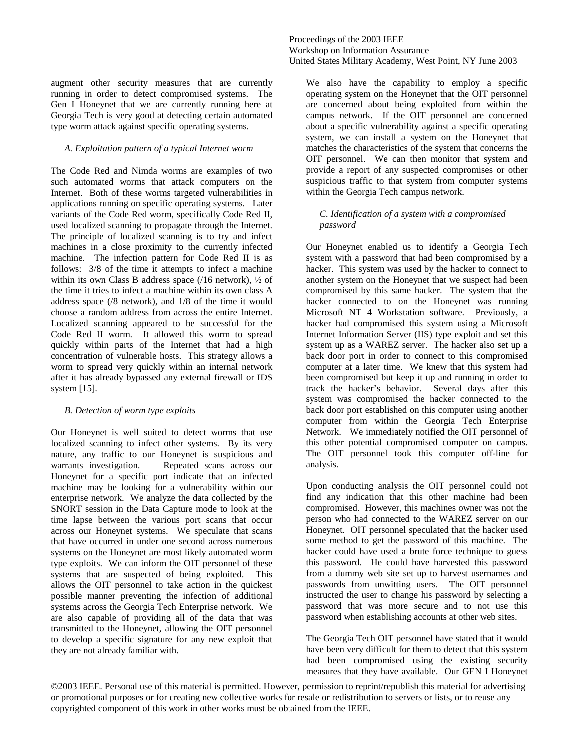augment other security measures that are currently running in order to detect compromised systems. The Gen I Honeynet that we are currently running here at Georgia Tech is very good at detecting certain automated type worm attack against specific operating systems.

### *A. Exploitation pattern of a typical Internet worm*

The Code Red and Nimda worms are examples of two such automated worms that attack computers on the Internet. Both of these worms targeted vulnerabilities in applications running on specific operating systems. Later variants of the Code Red worm, specifically Code Red II, used localized scanning to propagate through the Internet. The principle of localized scanning is to try and infect machines in a close proximity to the currently infected machine. The infection pattern for Code Red II is as follows: 3/8 of the time it attempts to infect a machine within its own Class B address space (/16 network), ½ of the time it tries to infect a machine within its own class A address space (/8 network), and 1/8 of the time it would choose a random address from across the entire Internet. Localized scanning appeared to be successful for the Code Red II worm. It allowed this worm to spread quickly within parts of the Internet that had a high concentration of vulnerable hosts. This strategy allows a worm to spread very quickly within an internal network after it has already bypassed any external firewall or IDS system [15].

### *B. Detection of worm type exploits*

Our Honeynet is well suited to detect worms that use localized scanning to infect other systems. By its very nature, any traffic to our Honeynet is suspicious and warrants investigation. Repeated scans across our Honeynet for a specific port indicate that an infected machine may be looking for a vulnerability within our enterprise network. We analyze the data collected by the SNORT session in the Data Capture mode to look at the time lapse between the various port scans that occur across our Honeynet systems. We speculate that scans that have occurred in under one second across numerous systems on the Honeynet are most likely automated worm type exploits. We can inform the OIT personnel of these systems that are suspected of being exploited. This allows the OIT personnel to take action in the quickest possible manner preventing the infection of additional systems across the Georgia Tech Enterprise network. We are also capable of providing all of the data that was transmitted to the Honeynet, allowing the OIT personnel to develop a specific signature for any new exploit that they are not already familiar with.

We also have the capability to employ a specific operating system on the Honeynet that the OIT personnel are concerned about being exploited from within the campus network. If the OIT personnel are concerned about a specific vulnerability against a specific operating system, we can install a system on the Honeynet that matches the characteristics of the system that concerns the OIT personnel. We can then monitor that system and provide a report of any suspected compromises or other suspicious traffic to that system from computer systems within the Georgia Tech campus network.

### *C. Identification of a system with a compromised password*

Our Honeynet enabled us to identify a Georgia Tech system with a password that had been compromised by a hacker. This system was used by the hacker to connect to another system on the Honeynet that we suspect had been compromised by this same hacker. The system that the hacker connected to on the Honeynet was running Microsoft NT 4 Workstation software. Previously, a hacker had compromised this system using a Microsoft Internet Information Server (IIS) type exploit and set this system up as a WAREZ server. The hacker also set up a back door port in order to connect to this compromised computer at a later time. We knew that this system had been compromised but keep it up and running in order to track the hacker's behavior. Several days after this system was compromised the hacker connected to the back door port established on this computer using another computer from within the Georgia Tech Enterprise Network. We immediately notified the OIT personnel of this other potential compromised computer on campus. The OIT personnel took this computer off-line for analysis.

Upon conducting analysis the OIT personnel could not find any indication that this other machine had been compromised. However, this machines owner was not the person who had connected to the WAREZ server on our Honeynet. OIT personnel speculated that the hacker used some method to get the password of this machine. The hacker could have used a brute force technique to guess this password. He could have harvested this password from a dummy web site set up to harvest usernames and passwords from unwitting users. The OIT personnel instructed the user to change his password by selecting a password that was more secure and to not use this password when establishing accounts at other web sites.

The Georgia Tech OIT personnel have stated that it would have been very difficult for them to detect that this system had been compromised using the existing security measures that they have available. Our GEN I Honeynet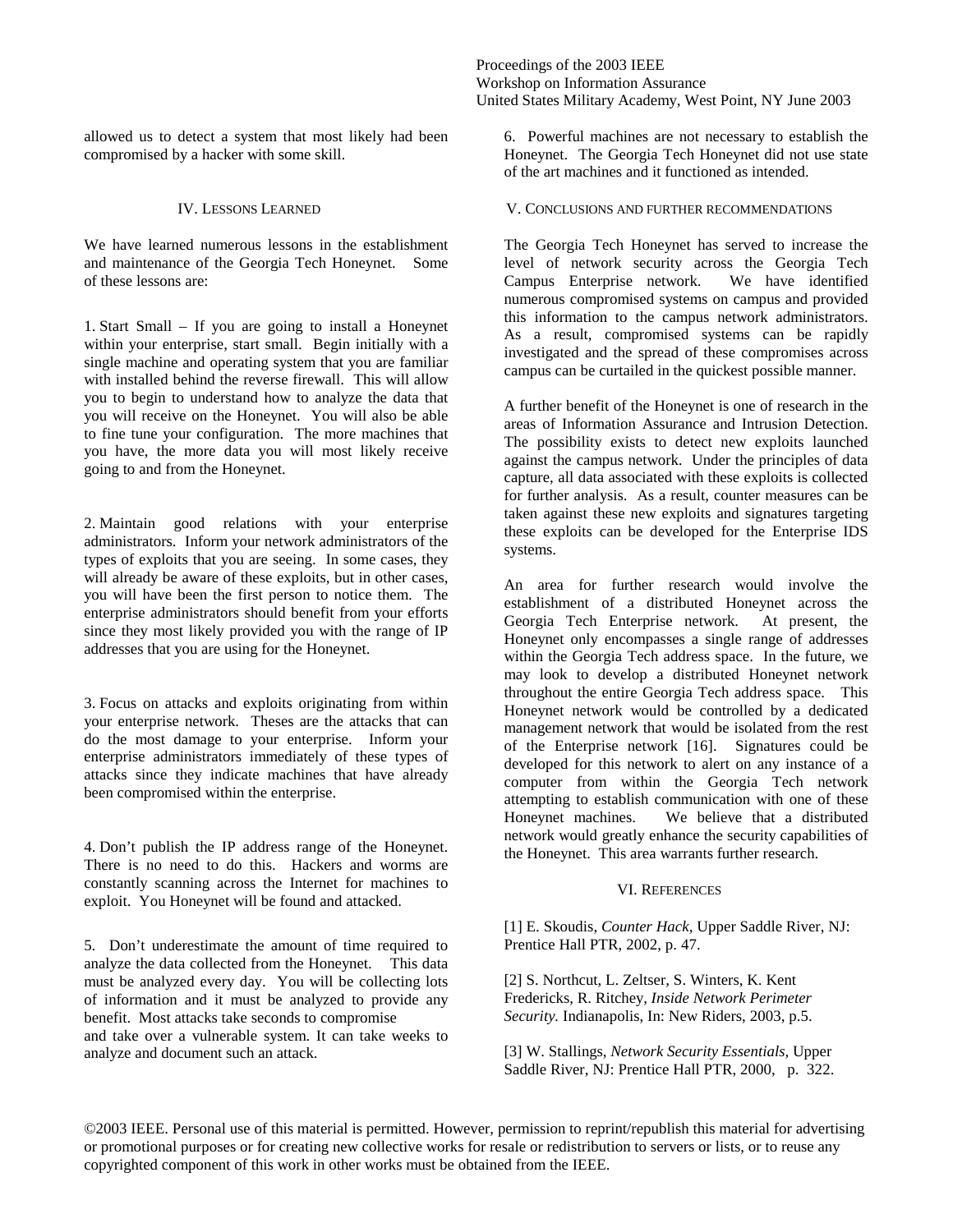allowed us to detect a system that most likely had been compromised by a hacker with some skill.

## IV. Lessons Learned

We have learned numerous lessons in the establishment and maintenance of the Georgia Tech Honeynet. Some of these lessons are:

1. Start Small – If you are going to install a Honeynet within your enterprise, start small. Begin initially with a single machine and operating system that you are familiar with installed behind the reverse firewall. This will allow you to begin to understand how to analyze the data that you will receive on the Honeynet. You will also be able to fine tune your configuration. The more machines that you have, the more data you will most likely receive going to and from the Honeynet.

2. Maintain good relations with your enterprise administrators. Inform your network administrators of the types of exploits that you are seeing. In some cases, they will already be aware of these exploits, but in other cases, you will have been the first person to notice them. The enterprise administrators should benefit from your efforts since they most likely provided you with the range of IP addresses that you are using for the Honeynet.

3. Focus on attacks and exploits originating from within your enterprise network. Theses are the attacks that can do the most damage to your enterprise. Inform your enterprise administrators immediately of these types of attacks since they indicate machines that have already been compromised within the enterprise.

4. Don't publish the IP address range of the Honeynet. There is no need to do this. Hackers and worms are constantly scanning across the Internet for machines to exploit. You Honeynet will be found and attacked.

5. Don't underestimate the amount of time required to analyze the data collected from the Honeynet. This data must be analyzed every day. You will be collecting lots of information and it must be analyzed to provide any benefit. Most attacks take seconds to compromise and take over a vulnerable system. It can take weeks to analyze and document such an attack.

6. Powerful machines are not necessary to establish the Honeynet. The Georgia Tech Honeynet did not use state of the art machines and it functioned as intended.

## V. Conclusions and further recommendations

The Georgia Tech Honeynet has served to increase the level of network security across the Georgia Tech Campus Enterprise network. We have identified numerous compromised systems on campus and provided this information to the campus network administrators. As a result, compromised systems can be rapidly investigated and the spread of these compromises across campus can be curtailed in the quickest possible manner.

A further benefit of the Honeynet is one of research in the areas of Information Assurance and Intrusion Detection. The possibility exists to detect new exploits launched against the campus network. Under the principles of data capture, all data associated with these exploits is collected for further analysis. As a result, counter measures can be taken against these new exploits and signatures targeting these exploits can be developed for the Enterprise IDS systems.

An area for further research would involve the establishment of a distributed Honeynet across the Georgia Tech Enterprise network. At present, the Honeynet only encompasses a single range of addresses within the Georgia Tech address space. In the future, we may look to develop a distributed Honeynet network throughout the entire Georgia Tech address space. This Honeynet network would be controlled by a dedicated management network that would be isolated from the rest of the Enterprise network [16]. Signatures could be developed for this network to alert on any instance of a computer from within the Georgia Tech network attempting to establish communication with one of these Honeynet machines. We believe that a distributed network would greatly enhance the security capabilities of the Honeynet. This area warrants further research.

## VI. References

[1] E. Skoudis, *Counter Hack*, Upper Saddle River, NJ: Prentice Hall PTR, 2002, p. 47.

[2] S. Northcut, L. Zeltser, S. Winters, K. Kent Fredericks, R. Ritchey, *Inside Network Perimeter Security.* Indianapolis, In: New Riders, 2003, p.5.

[3] W. Stallings, *Network Security Essentials,* Upper Saddle River, NJ: Prentice Hall PTR, 2000, p. 322.

©2003 IEEE. Personal use of this material is permitted. However, permission to reprint/republish this material for advertising or promotional purposes or for creating new collective works for resale or redistribution to servers or lists, or to reuse any copyrighted component of this work in other works must be obtained from the IEEE.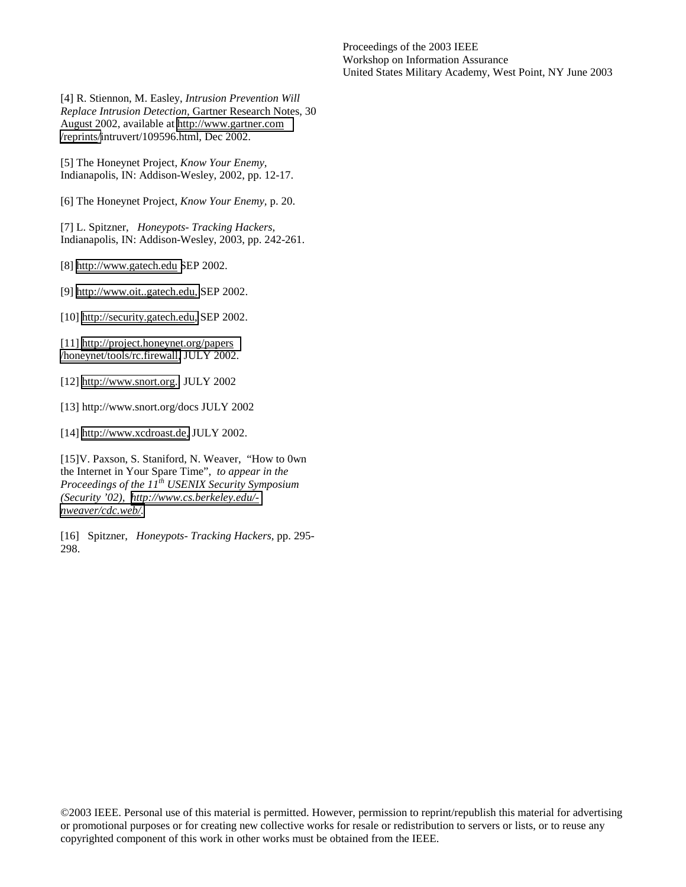[4] R. Stiennon, M. Easley, *Intrusion Prevention Will Replace Intrusion Detection,* Gartner Research Notes, 30 August 2002, available at http://www.gartner.com /reprints/intruvert/109596.html, Dec 2002.

[5] The Honeynet Project, *Know Your Enemy,* Indianapolis, IN: Addison-Wesley, 2002, pp. 12-17.

[6] The Honeynet Project, *Know Your Enemy,* p. 20.

[7] L. Spitzner, *Honeypots- Tracking Hackers,* Indianapolis, IN: Addison-Wesley, 2003, pp. 242-261.

[8] http://www.gatech.edu SEP 2002.

[9] http://www.oit..gatech.edu, SEP 2002.

[10] http://security.gatech.edu, SEP 2002.

[11] http://project.honeynet.org/papers /honeynet/tools/rc.firewall, JULY 2002.

[12] http://www.snort.org, JULY 2002

[13] http://www.snort.org/docs JULY 2002

[14] http://www.xcdroast.de, JULY 2002.

[15]V. Paxson, S. Staniford, N. Weaver, "How to 0wn the Internet in Your Spare Time", *to appear in the Proceedings of the 11th USENIX Security Symposium (Security '02), http://www.cs.berkeley.edu/-nweaver/cdc.web/.*

[16] Spitzner, *Honeypots- Tracking Hackers,* pp. 295-298.

©2003 IEEE. Personal use of this material is permitted. However, permission to reprint/republish this material for advertising or promotional purposes or for creating new collective works for resale or redistribution to servers or lists, or to reuse any copyrighted component of this work in other works must be obtained from the IEEE.